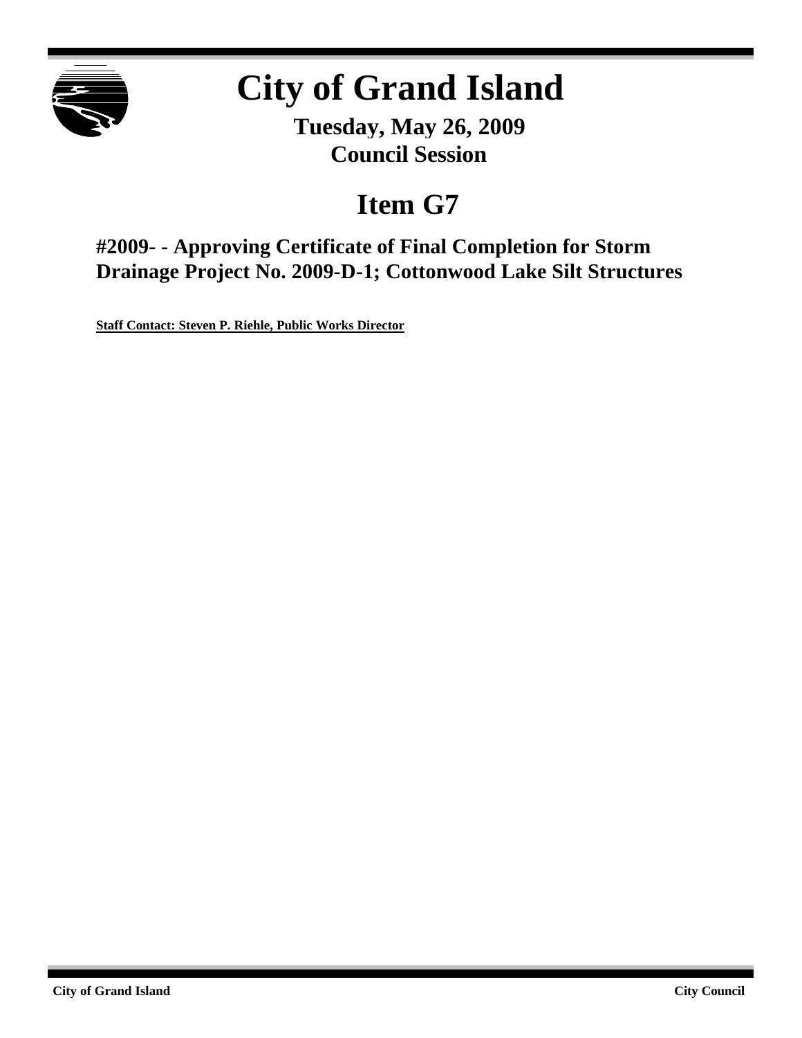# City of Grand Island

**Tuesday, May 26, 2009**
**Council Session**

## Item G7

### #2009- - Approving Certificate of Final Completion for Storm Drainage Project No. 2009-D-1; Cottonwood Lake Silt Structures

**Staff Contact: Steven P. Riehle, Public Works Director**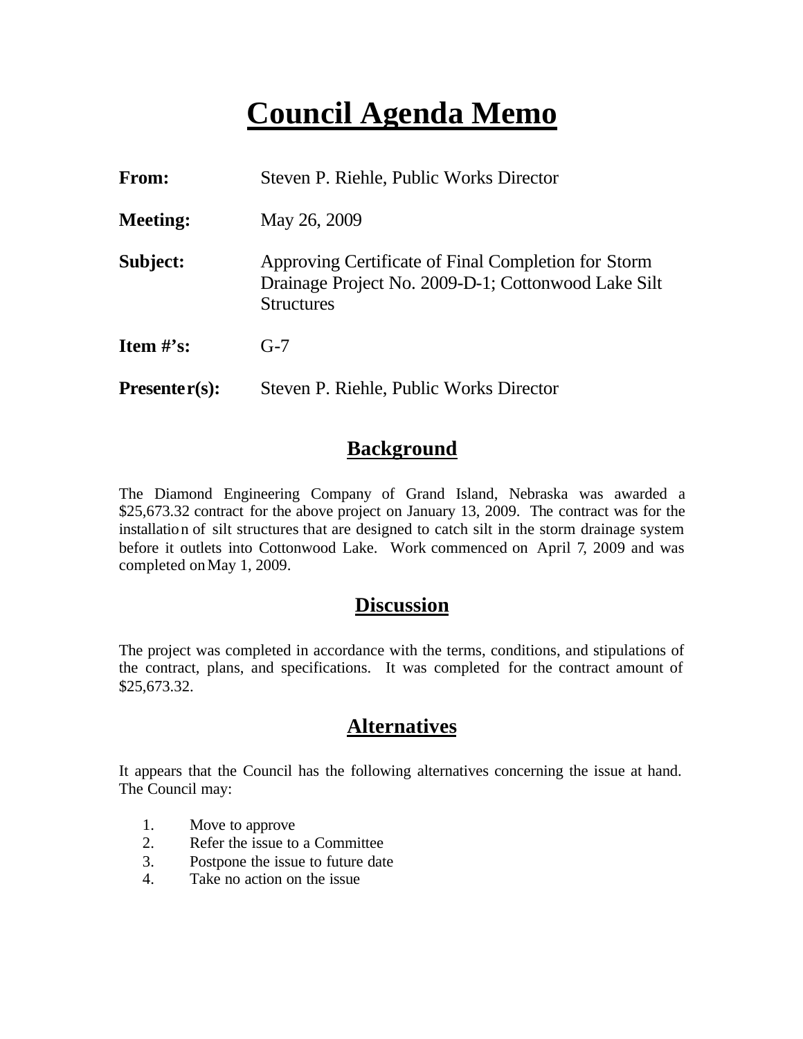# Council Agenda Memo

**From:** Steven P. Riehle, Public Works Director

**Meeting:** May 26, 2009

**Subject:** Approving Certificate of Final Completion for Storm Drainage Project No. 2009-D-1; Cottonwood Lake Silt Structures

**Item #'s:** G-7

**Presenter(s):** Steven P. Riehle, Public Works Director

## Background

The Diamond Engineering Company of Grand Island, Nebraska was awarded a $25,673.32 contract for the above project on January 13, 2009. The contract was for the installation of silt structures that are designed to catch silt in the storm drainage system before it outlets into Cottonwood Lake. Work commenced on April 7, 2009 and was completed on May 1, 2009.

## Discussion

The project was completed in accordance with the terms, conditions, and stipulations of the contract, plans, and specifications. It was completed for the contract amount of $25,673.32.

## Alternatives

It appears that the Council has the following alternatives concerning the issue at hand. The Council may:

1. Move to approve
2. Refer the issue to a Committee
3. Postpone the issue to future date
4. Take no action on the issue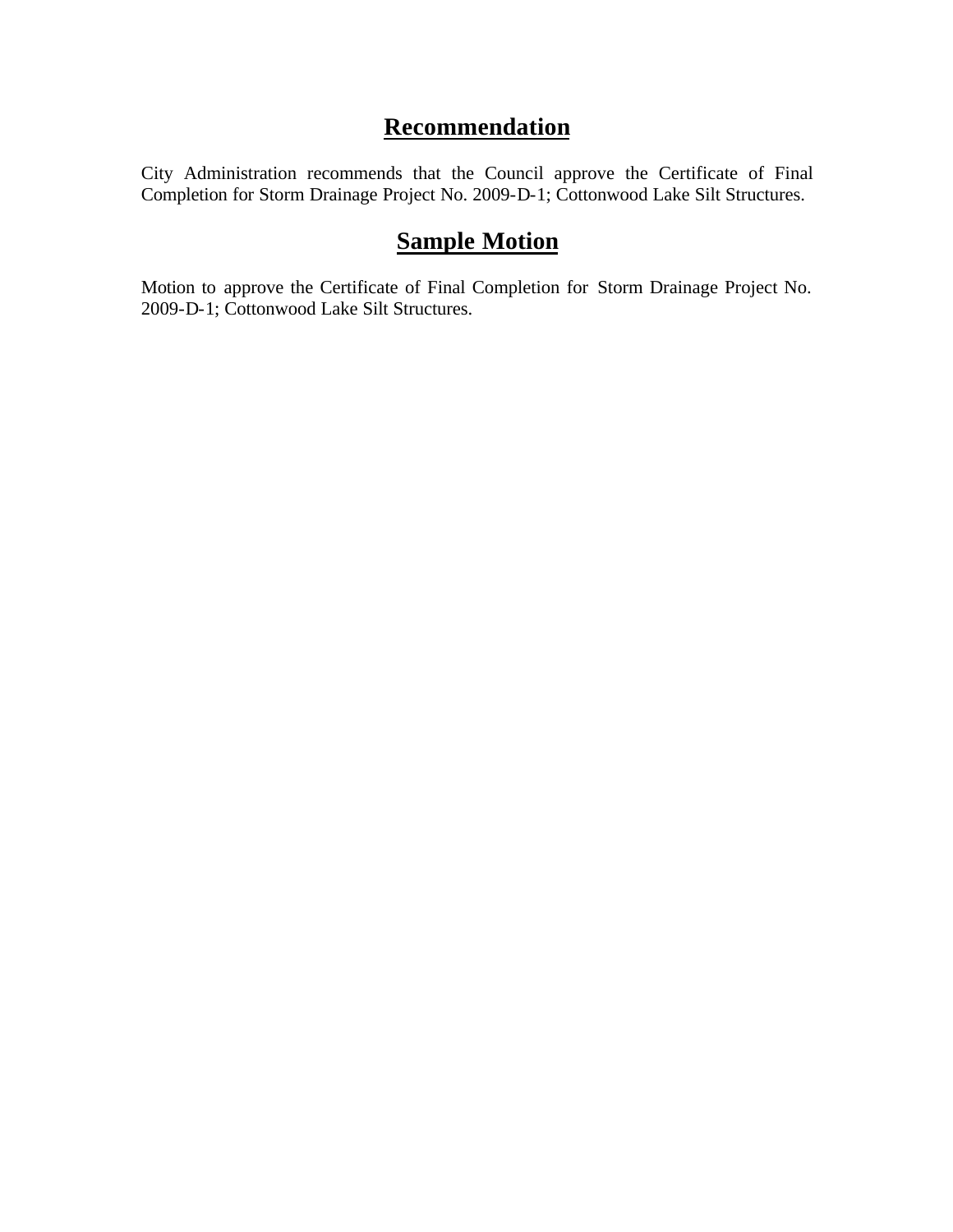## Recommendation

City Administration recommends that the Council approve the Certificate of Final Completion for Storm Drainage Project No. 2009-D-1; Cottonwood Lake Silt Structures.

## Sample Motion

Motion to approve the Certificate of Final Completion for Storm Drainage Project No. 2009-D-1; Cottonwood Lake Silt Structures.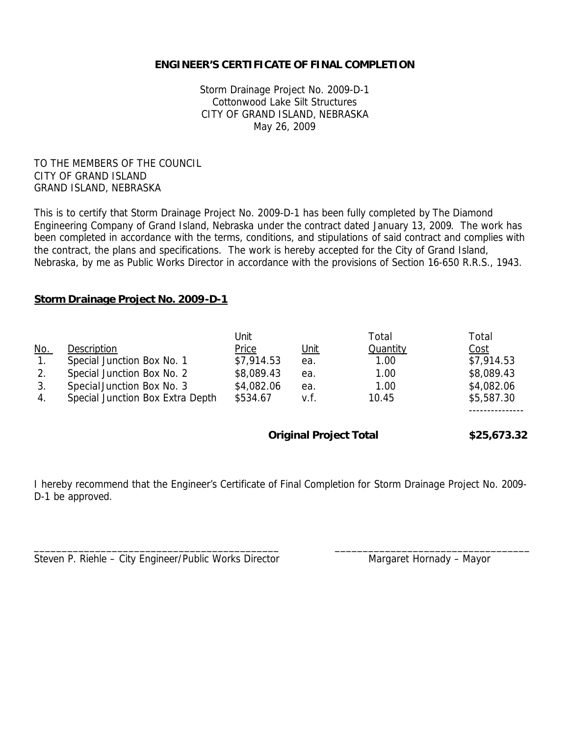**ENGINEER'S CERTIFICATE OF FINAL COMPLETION**

Storm Drainage Project No. 2009-D-1
Cottonwood Lake Silt Structures
CITY OF GRAND ISLAND, NEBRASKA
May 26, 2009

TO THE MEMBERS OF THE COUNCIL
CITY OF GRAND ISLAND
GRAND ISLAND, NEBRASKA

This is to certify that Storm Drainage Project No. 2009-D-1 has been fully completed by The Diamond Engineering Company of Grand Island, Nebraska under the contract dated January 13, 2009. The work has been completed in accordance with the terms, conditions, and stipulations of said contract and complies with the contract, the plans and specifications. The work is hereby accepted for the City of Grand Island, Nebraska, by me as Public Works Director in accordance with the provisions of Section 16-650 R.R.S., 1943.

**Storm Drainage Project No. 2009-D-1**

| No. | Description | Unit Price | Unit | Total Quantity | Total Cost |
|---|---|---|---|---|---|
| 1. | Special Junction Box No. 1 | $7,914.53 | ea. | 1.00 | $7,914.53 |
| 2. | Special Junction Box No. 2 | $8,089.43 | ea. | 1.00 | $8,089.43 |
| 3. | SpecialJunction Box No. 3 | $4,082.06 | ea. | 1.00 | $4,082.06 |
| 4. | Special Junction Box Extra Depth | $534.67 | v.f. | 10.45 | $5,587.30 |
| | | | | **Original Project Total** | **$25,673.32** |

I hereby recommend that the Engineer's Certificate of Final Completion for Storm Drainage Project No. 2009-D-1 be approved.

_____________________________________________
Steven P. Riehle – City Engineer/Public Works Director

_____________________________________________
Margaret Hornady – Mayor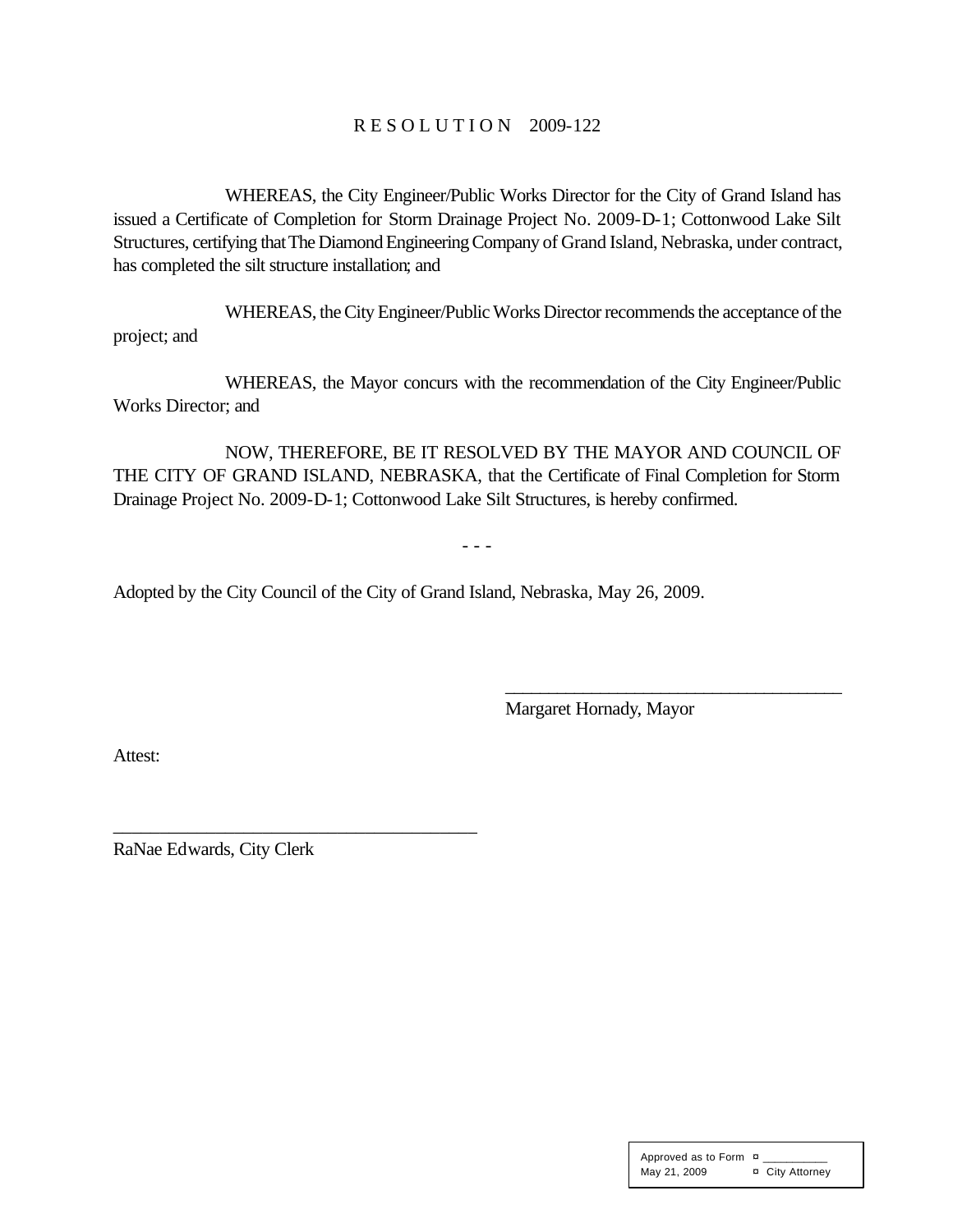# R E S O L U T I O N 2009-122

WHEREAS, the City Engineer/Public Works Director for the City of Grand Island has issued a Certificate of Completion for Storm Drainage Project No. 2009-D-1; Cottonwood Lake Silt Structures, certifying that The Diamond Engineering Company of Grand Island, Nebraska, under contract, has completed the silt structure installation; and

WHEREAS, the City Engineer/Public Works Director recommends the acceptance of the project; and

WHEREAS, the Mayor concurs with the recommendation of the City Engineer/Public Works Director; and

NOW, THEREFORE, BE IT RESOLVED BY THE MAYOR AND COUNCIL OF THE CITY OF GRAND ISLAND, NEBRASKA, that the Certificate of Final Completion for Storm Drainage Project No. 2009-D-1; Cottonwood Lake Silt Structures, is hereby confirmed.

- - -

Adopted by the City Council of the City of Grand Island, Nebraska, May 26, 2009.

_____________________________________
Margaret Hornady, Mayor

Attest:

_______________________________________
RaNae Edwards, City Clerk

Approved as to Form ¤ __________
May 21, 2009 ¤ City Attorney